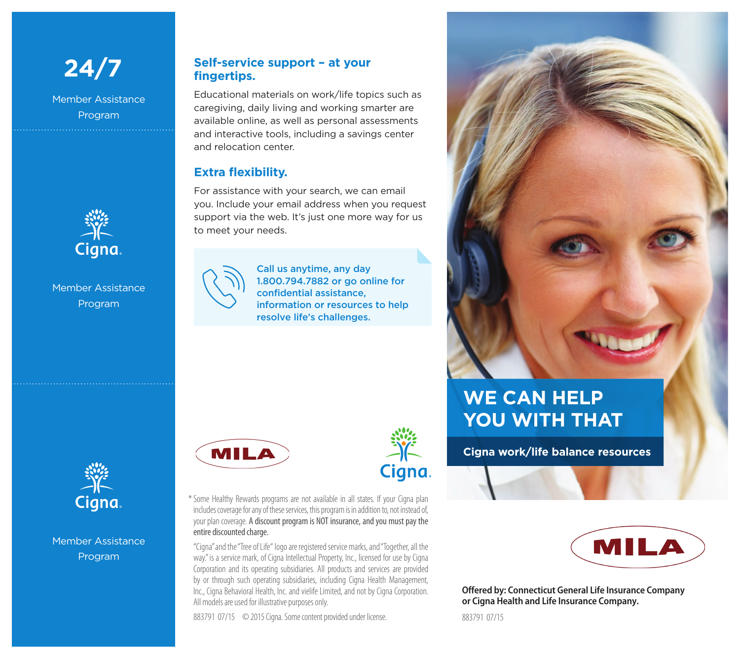# 24/7

Member Assistance Program

Cigna.

Member Assistance Program

Cigna.

Member Assistance Program

## Self-service support – at your fingertips.

Educational materials on work/life topics such as caregiving, daily living and working smarter are available online, as well as personal assessments and interactive tools, including a savings center and relocation center.

## Extra flexibility.

For assistance with your search, we can email you. Include your email address when you request support via the web. It's just one more way for us to meet your needs.

**Call us anytime, any day 1.800.794.7882 or go online for confidential assistance, information or resources to help resolve life's challenges.**

MILA

Cigna.

* Some Healthy Rewards programs are not available in all states. If your Cigna plan includes coverage for any of these services, this program is in addition to, not instead of, your plan coverage. **A discount program is NOT insurance, and you must pay the entire discounted charge.**

"Cigna" and the "Tree of Life" logo are registered service marks, and "Together, all the way." is a service mark, of Cigna Intellectual Property, Inc., licensed for use by Cigna Corporation and its operating subsidiaries. All products and services are provided by or through such operating subsidiaries, including Cigna Health Management, Inc., Cigna Behavioral Health, Inc. and vielife Limited, and not by Cigna Corporation. All models are used for illustrative purposes only.

883791 07/15 © 2015 Cigna. Some content provided under license.

# WE CAN HELP YOU WITH THAT

**Cigna work/life balance resources**

MILA

**Offered by: Connecticut General Life Insurance Company or Cigna Health and Life Insurance Company.**

883791 07/15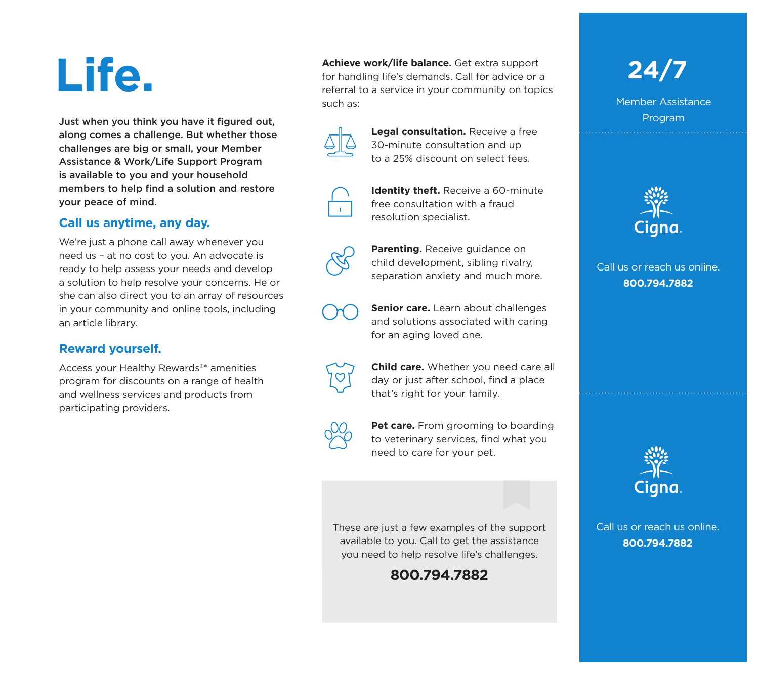# Life.

**Just when you think you have it figured out, along comes a challenge. But whether those challenges are big or small, your Member Assistance & Work/Life Support Program is available to you and your household members to help find a solution and restore your peace of mind.**

## Call us anytime, any day.

We're just a phone call away whenever you need us – at no cost to you. An advocate is ready to help assess your needs and develop a solution to help resolve your concerns. He or she can also direct you to an array of resources in your community and online tools, including an article library.

## Reward yourself.

Access your Healthy Rewards®* amenities program for discounts on a range of health and wellness services and products from participating providers.

**Achieve work/life balance.** Get extra support for handling life's demands. Call for advice or a referral to a service in your community on topics such as:

**Legal consultation.** Receive a free 30-minute consultation and up to a 25% discount on select fees.

**Identity theft.** Receive a 60-minute free consultation with a fraud resolution specialist.

**Parenting.** Receive guidance on child development, sibling rivalry, separation anxiety and much more.

**Senior care.** Learn about challenges and solutions associated with caring for an aging loved one.

**Child care.** Whether you need care all day or just after school, find a place that's right for your family.

**Pet care.** From grooming to boarding to veterinary services, find what you need to care for your pet.

These are just a few examples of the support available to you. Call to get the assistance you need to help resolve life's challenges.

**800.794.7882**

# 24/7

Member Assistance Program

Cigna.

Call us or reach us online.

**800.794.7882**

Cigna.

Call us or reach us online.

**800.794.7882**